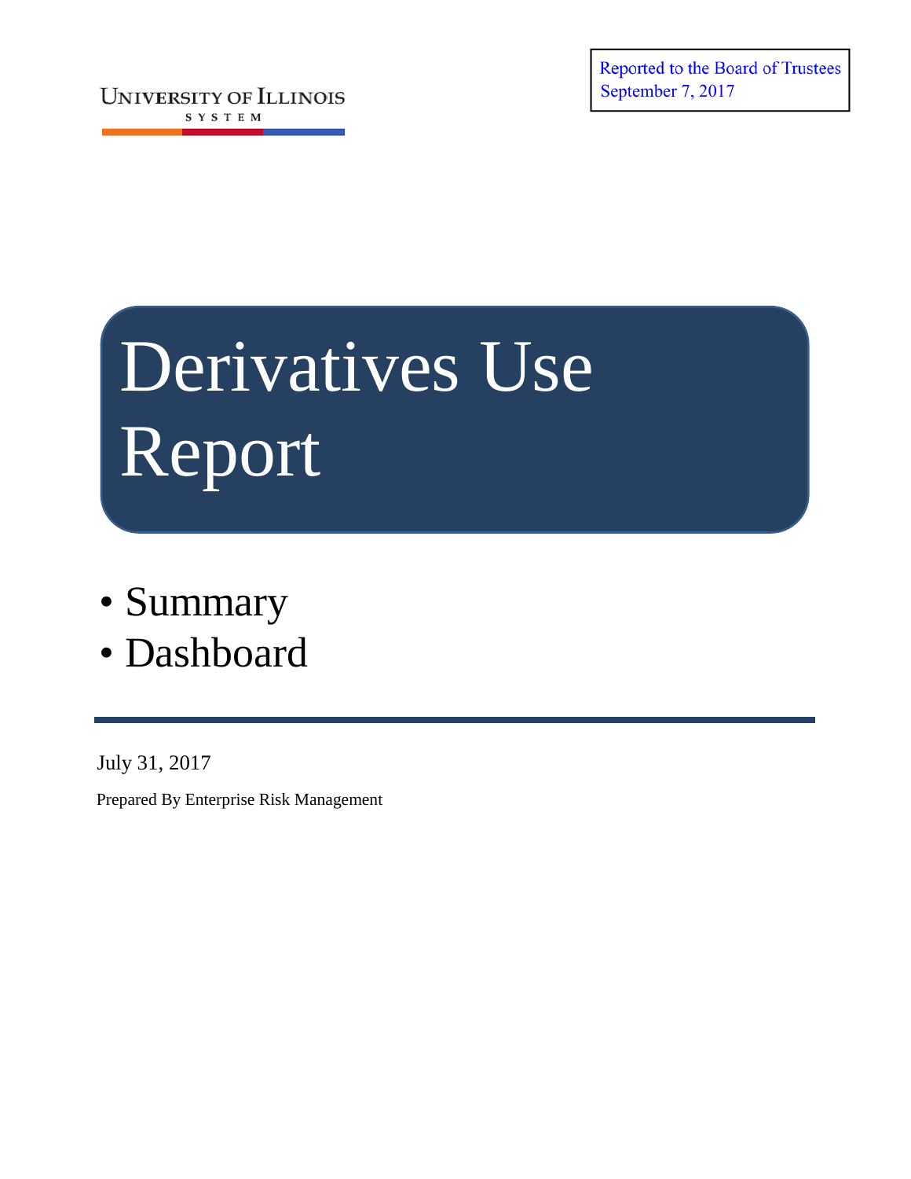University of Illinois
System

Reported to the Board of Trustees
September 7, 2017

# Derivatives Use Report

- Summary
- Dashboard

---

July 31, 2017

Prepared By Enterprise Risk Management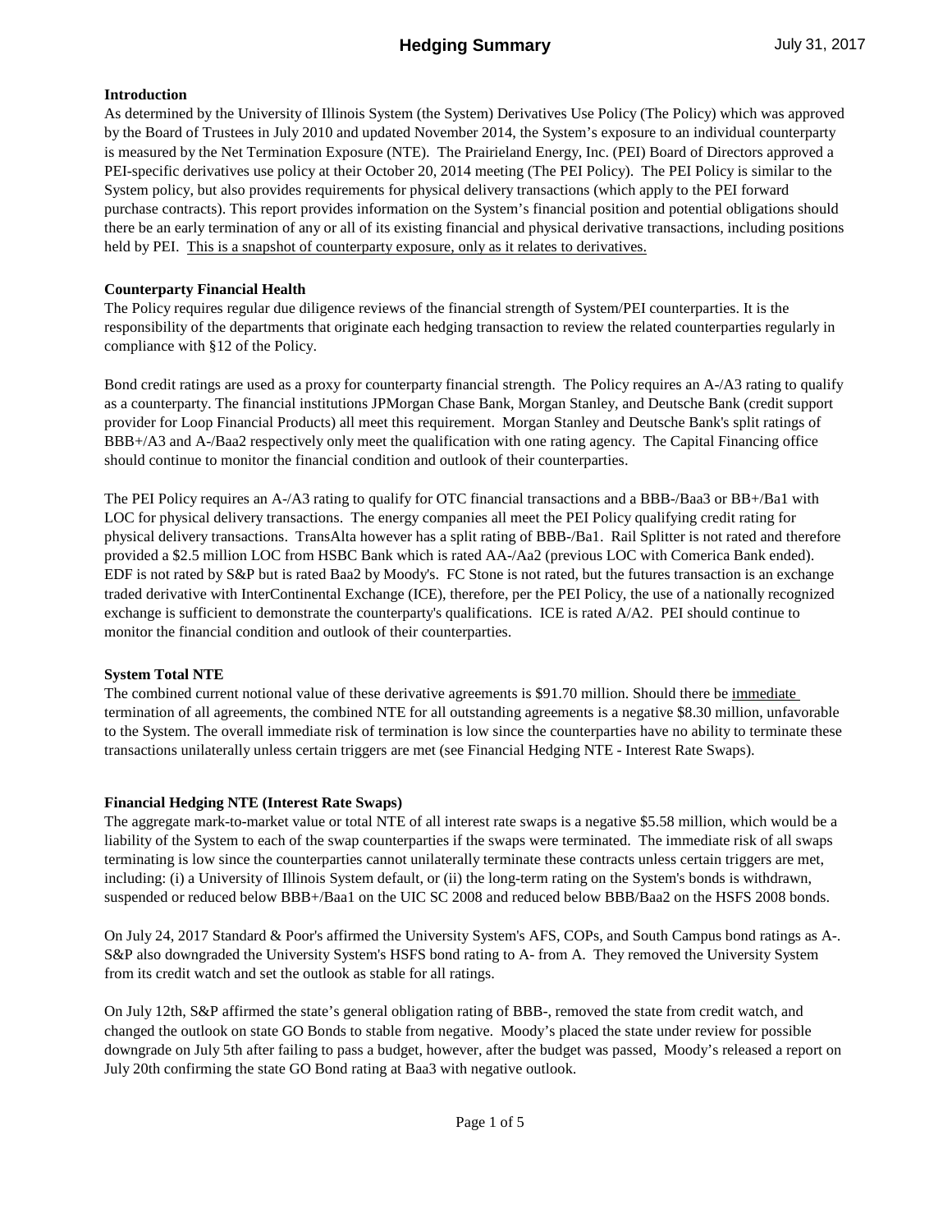# Hedging Summary

July 31, 2017

**Introduction**

As determined by the University of Illinois System (the System) Derivatives Use Policy (The Policy) which was approved by the Board of Trustees in July 2010 and updated November 2014, the System's exposure to an individual counterparty is measured by the Net Termination Exposure (NTE). The Prairieland Energy, Inc. (PEI) Board of Directors approved a PEI-specific derivatives use policy at their October 20, 2014 meeting (The PEI Policy). The PEI Policy is similar to the System policy, but also provides requirements for physical delivery transactions (which apply to the PEI forward purchase contracts). This report provides information on the System's financial position and potential obligations should there be an early termination of any or all of its existing financial and physical derivative transactions, including positions held by PEI. <u>This is a snapshot of counterparty exposure, only as it relates to derivatives.</u>

**Counterparty Financial Health**

The Policy requires regular due diligence reviews of the financial strength of System/PEI counterparties. It is the responsibility of the departments that originate each hedging transaction to review the related counterparties regularly in compliance with §12 of the Policy.

Bond credit ratings are used as a proxy for counterparty financial strength. The Policy requires an A-/A3 rating to qualify as a counterparty. The financial institutions JPMorgan Chase Bank, Morgan Stanley, and Deutsche Bank (credit support provider for Loop Financial Products) all meet this requirement. Morgan Stanley and Deutsche Bank's split ratings of BBB+/A3 and A-/Baa2 respectively only meet the qualification with one rating agency. The Capital Financing office should continue to monitor the financial condition and outlook of their counterparties.

The PEI Policy requires an A-/A3 rating to qualify for OTC financial transactions and a BBB-/Baa3 or BB+/Ba1 with LOC for physical delivery transactions. The energy companies all meet the PEI Policy qualifying credit rating for physical delivery transactions. TransAlta however has a split rating of BBB-/Ba1. Rail Splitter is not rated and therefore provided a \$2.5 million LOC from HSBC Bank which is rated AA-/Aa2 (previous LOC with Comerica Bank ended). EDF is not rated by S&P but is rated Baa2 by Moody's. FC Stone is not rated, but the futures transaction is an exchange traded derivative with InterContinental Exchange (ICE), therefore, per the PEI Policy, the use of a nationally recognized exchange is sufficient to demonstrate the counterparty's qualifications. ICE is rated A/A2. PEI should continue to monitor the financial condition and outlook of their counterparties.

**System Total NTE**

The combined current notional value of these derivative agreements is \$91.70 million. Should there be <u>immediate</u> termination of all agreements, the combined NTE for all outstanding agreements is a negative \$8.30 million, unfavorable to the System. The overall immediate risk of termination is low since the counterparties have no ability to terminate these transactions unilaterally unless certain triggers are met (see Financial Hedging NTE - Interest Rate Swaps).

**Financial Hedging NTE (Interest Rate Swaps)**

The aggregate mark-to-market value or total NTE of all interest rate swaps is a negative \$5.58 million, which would be a liability of the System to each of the swap counterparties if the swaps were terminated. The immediate risk of all swaps terminating is low since the counterparties cannot unilaterally terminate these contracts unless certain triggers are met, including: (i) a University of Illinois System default, or (ii) the long-term rating on the System's bonds is withdrawn, suspended or reduced below BBB+/Baa1 on the UIC SC 2008 and reduced below BBB/Baa2 on the HSFS 2008 bonds.

On July 24, 2017 Standard & Poor's affirmed the University System's AFS, COPs, and South Campus bond ratings as A-. S&P also downgraded the University System's HSFS bond rating to A- from A. They removed the University System from its credit watch and set the outlook as stable for all ratings.

On July 12th, S&P affirmed the state's general obligation rating of BBB-, removed the state from credit watch, and changed the outlook on state GO Bonds to stable from negative. Moody's placed the state under review for possible downgrade on July 5th after failing to pass a budget, however, after the budget was passed, Moody's released a report on July 20th confirming the state GO Bond rating at Baa3 with negative outlook.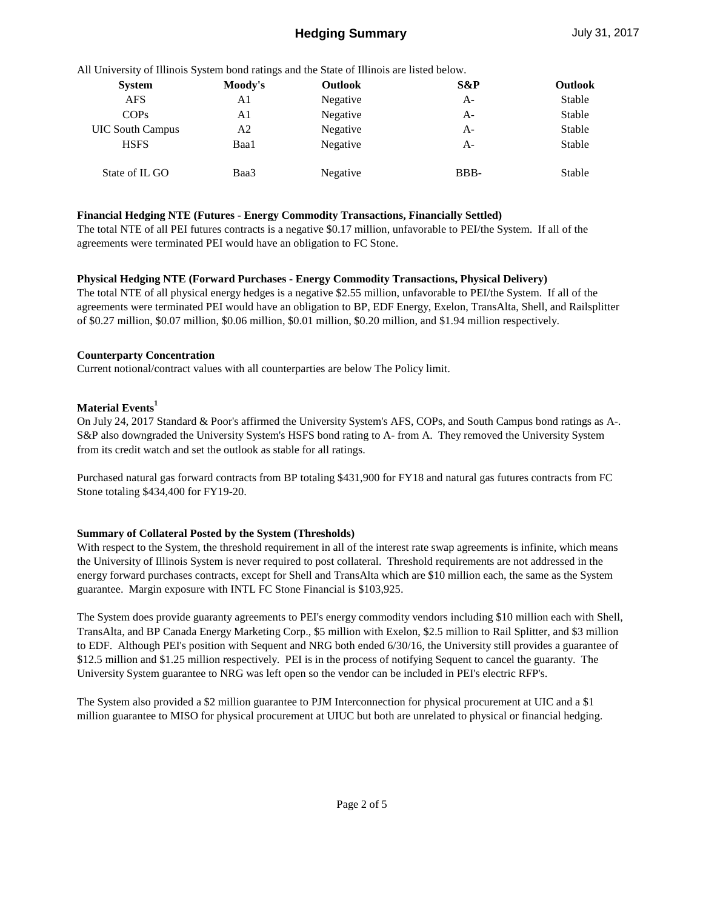## Hedging Summary

July 31, 2017

All University of Illinois System bond ratings and the State of Illinois are listed below.

| System | Moody's | Outlook | S&P | Outlook |
|---|---|---|---|---|
| AFS | A1 | Negative | A- | Stable |
| COPs | A1 | Negative | A- | Stable |
| UIC South Campus | A2 | Negative | A- | Stable |
| HSFS | Baa1 | Negative | A- | Stable |
| State of IL GO | Baa3 | Negative | BBB- | Stable |

**Financial Hedging NTE (Futures - Energy Commodity Transactions, Financially Settled)**

The total NTE of all PEI futures contracts is a negative $0.17 million, unfavorable to PEI/the System. If all of the agreements were terminated PEI would have an obligation to FC Stone.

**Physical Hedging NTE (Forward Purchases - Energy Commodity Transactions, Physical Delivery)**

The total NTE of all physical energy hedges is a negative $2.55 million, unfavorable to PEI/the System. If all of the agreements were terminated PEI would have an obligation to BP, EDF Energy, Exelon, TransAlta, Shell, and Railsplitter of $0.27 million, $0.07 million, $0.06 million, $0.01 million, $0.20 million, and $1.94 million respectively.

**Counterparty Concentration**

Current notional/contract values with all counterparties are below The Policy limit.

**Material Events[1]**

On July 24, 2017 Standard & Poor's affirmed the University System's AFS, COPs, and South Campus bond ratings as A-. S&P also downgraded the University System's HSFS bond rating to A- from A. They removed the University System from its credit watch and set the outlook as stable for all ratings.

Purchased natural gas forward contracts from BP totaling $431,900 for FY18 and natural gas futures contracts from FC Stone totaling $434,400 for FY19-20.

**Summary of Collateral Posted by the System (Thresholds)**

With respect to the System, the threshold requirement in all of the interest rate swap agreements is infinite, which means the University of Illinois System is never required to post collateral. Threshold requirements are not addressed in the energy forward purchases contracts, except for Shell and TransAlta which are $10 million each, the same as the System guarantee. Margin exposure with INTL FC Stone Financial is $103,925.

The System does provide guaranty agreements to PEI's energy commodity vendors including $10 million each with Shell, TransAlta, and BP Canada Energy Marketing Corp., $5 million with Exelon, $2.5 million to Rail Splitter, and $3 million to EDF. Although PEI's position with Sequent and NRG both ended 6/30/16, the University still provides a guarantee of $12.5 million and $1.25 million respectively. PEI is in the process of notifying Sequent to cancel the guaranty. The University System guarantee to NRG was left open so the vendor can be included in PEI's electric RFP's.

The System also provided a $2 million guarantee to PJM Interconnection for physical procurement at UIC and a $1 million guarantee to MISO for physical procurement at UIUC but both are unrelated to physical or financial hedging.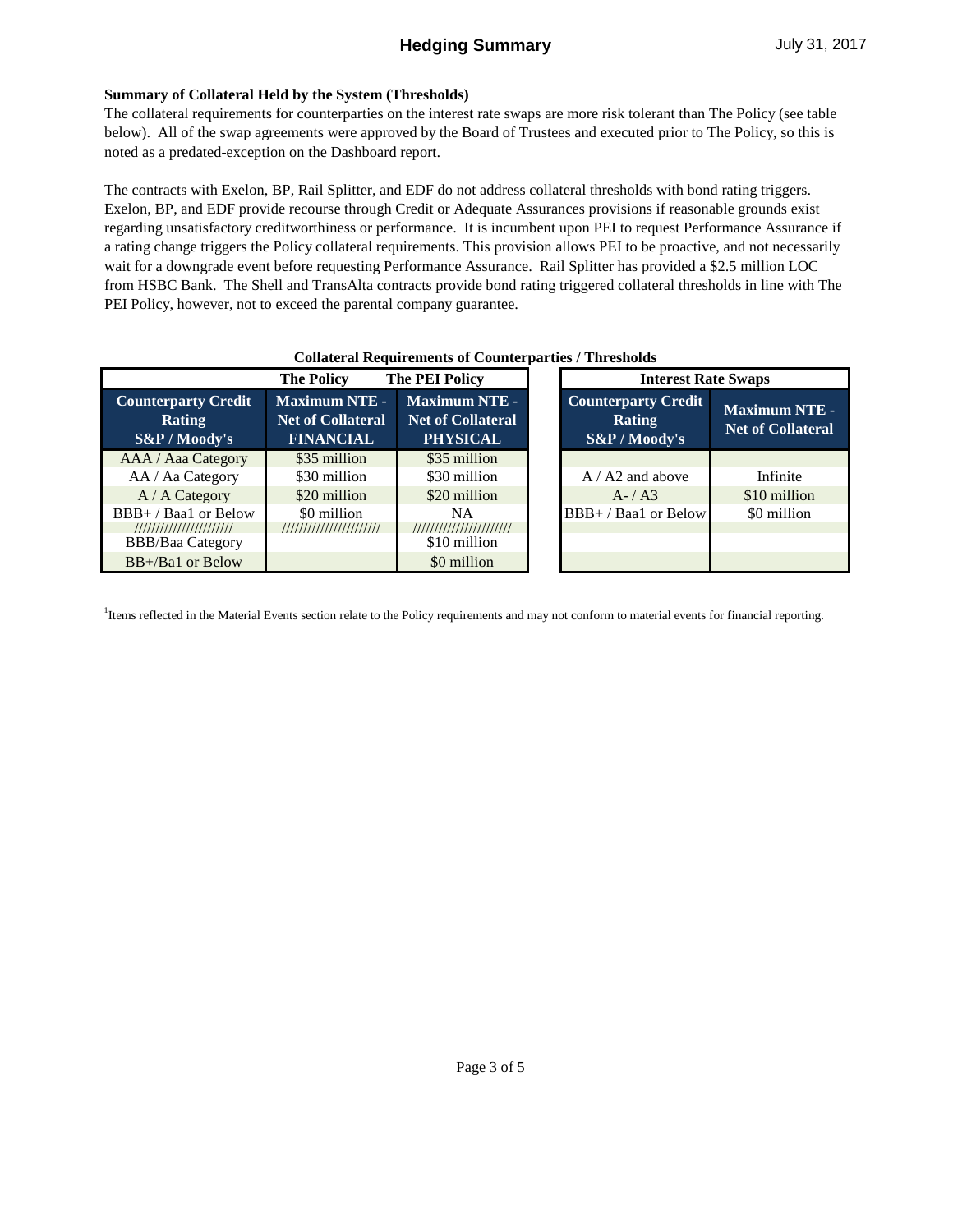**Summary of Collateral Held by the System (Thresholds)**

The collateral requirements for counterparties on the interest rate swaps are more risk tolerant than The Policy (see table below). All of the swap agreements were approved by the Board of Trustees and executed prior to The Policy, so this is noted as a predated-exception on the Dashboard report.

The contracts with Exelon, BP, Rail Splitter, and EDF do not address collateral thresholds with bond rating triggers. Exelon, BP, and EDF provide recourse through Credit or Adequate Assurances provisions if reasonable grounds exist regarding unsatisfactory creditworthiness or performance. It is incumbent upon PEI to request Performance Assurance if a rating change triggers the Policy collateral requirements. This provision allows PEI to be proactive, and not necessarily wait for a downgrade event before requesting Performance Assurance. Rail Splitter has provided a $2.5 million LOC from HSBC Bank. The Shell and TransAlta contracts provide bond rating triggered collateral thresholds in line with The PEI Policy, however, not to exceed the parental company guarantee.

**Collateral Requirements of Counterparties / Thresholds**

| | The Policy | The PEI Policy |
|---|---|---|
| **Counterparty Credit Rating S&P / Moody's** | **Maximum NTE - Net of Collateral FINANCIAL** | **Maximum NTE - Net of Collateral PHYSICAL** |
| AAA / Aaa Category | $35 million | $35 million |
| AA / Aa Category | $30 million | $30 million |
| A / A Category | $20 million | $20 million |
| BBB+ / Baa1 or Below | $0 million | NA |
| ////////////////////// | ////////////////////// | ////////////////////// |
| BBB/Baa Category | | $10 million |
| BB+/Ba1 or Below | | $0 million |

| Interest Rate Swaps | |
|---|---|
| **Counterparty Credit Rating S&P / Moody's** | **Maximum NTE - Net of Collateral** |
| A / A2 and above | Infinite |
| A- / A3 | $10 million |
| BBB+ / Baa1 or Below | $0 million |

[1]Items reflected in the Material Events section relate to the Policy requirements and may not conform to material events for financial reporting.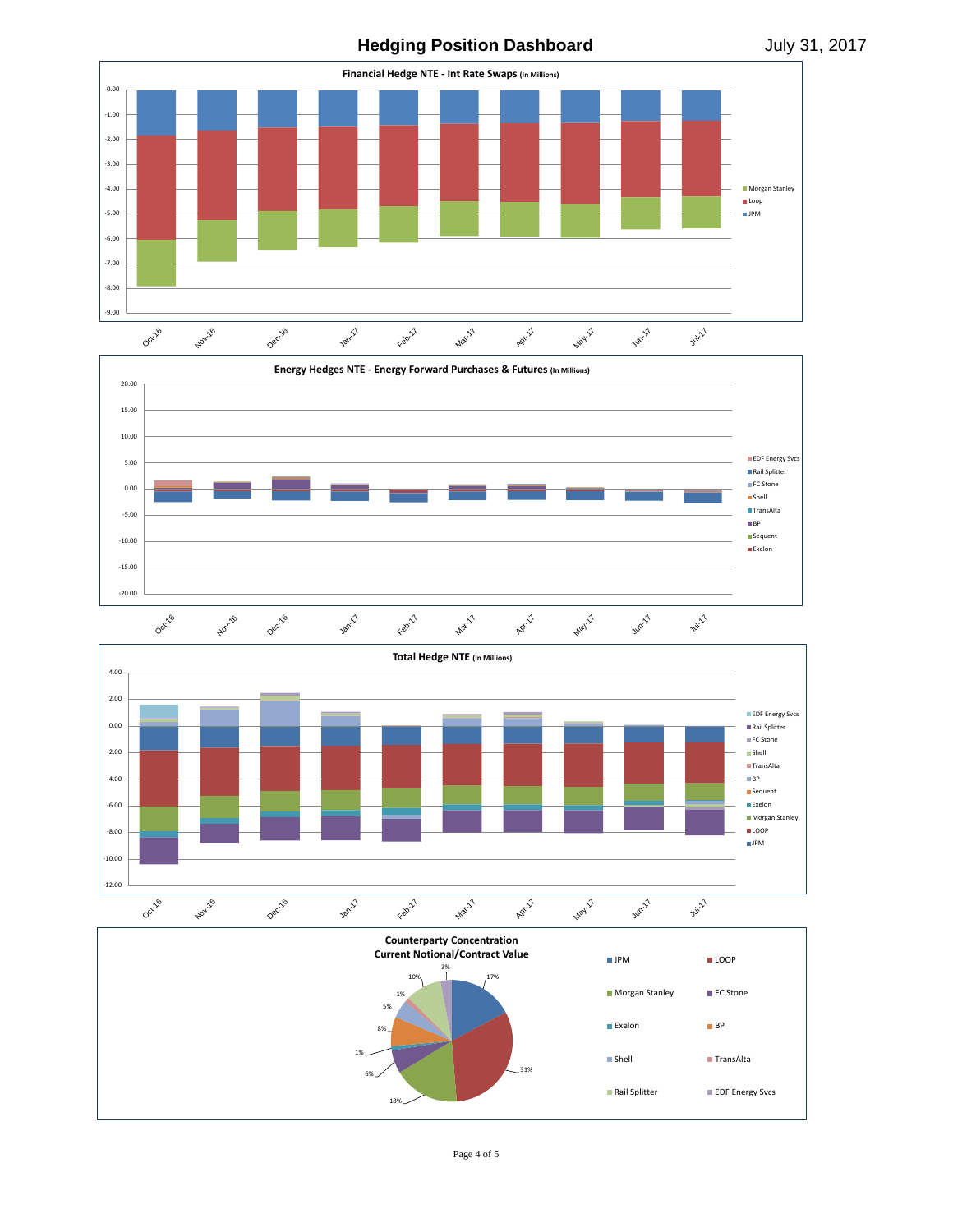# Hedging Position Dashboard

July 31, 2017

**Financial Hedge NTE - Int Rate Swaps** (In Millions)

0.00
-1.00
-2.00
-3.00
-4.00
-5.00
-6.00
-7.00
-8.00
-9.00

Oct-16 Nov-16 Dec-16 Jan-17 Feb-17 Mar-17 Apr-17 May-17 Jun-17 Jul-17

- Morgan Stanley
- Loop
- JPM

**Energy Hedges NTE - Energy Forward Purchases & Futures** (In Millions)

20.00
15.00
10.00
5.00
0.00
-5.00
-10.00
-15.00
-20.00

Oct-16 Nov-16 Dec-16 Jan-17 Feb-17 Mar-17 Apr-17 May-17 Jun-17 Jul-17

- EDF Energy Svcs
- Rail Splitter
- FC Stone
- Shell
- TransAlta
- BP
- Sequent
- Exelon

**Total Hedge NTE** (In Millions)

4.00
2.00
0.00
-2.00
-4.00
-6.00
-8.00
-10.00
-12.00

Oct-16 Nov-16 Dec-16 Jan-17 Feb-17 Mar-17 Apr-17 May-17 Jun-17 Jul-17

- EDF Energy Svcs
- Rail Splitter
- FC Stone
- Shell
- TransAlta
- BP
- Sequent
- Exelon
- Morgan Stanley
- LOOP
- JPM

**Counterparty Concentration**
**Current Notional/Contract Value**

3%, 17%, 31%, 18%, 6%, 1%, 8%, 5%, 1%, 10%

- JPM
- LOOP
- Morgan Stanley
- FC Stone
- Exelon
- BP
- Shell
- TransAlta
- Rail Splitter
- EDF Energy Svcs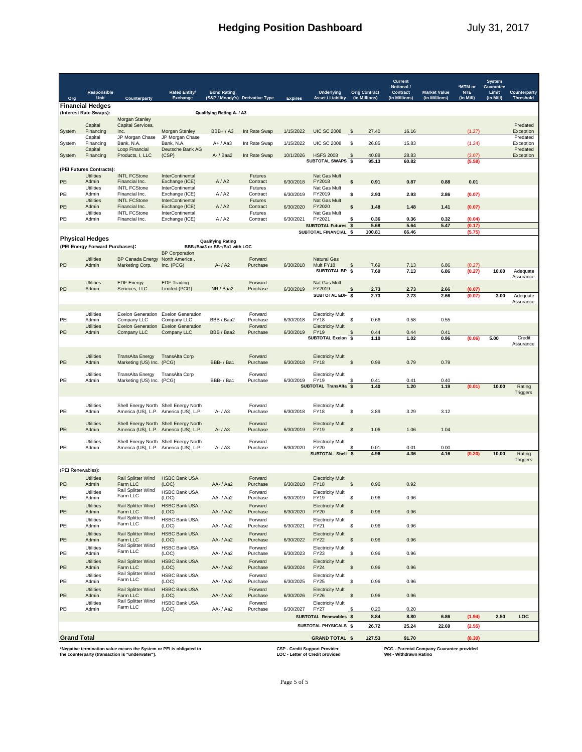# Hedging Position Dashboard

July 31, 2017

| Org | Responsible Unit | Counterparty | Rated Entity/ Exchange | Bond Rating (S&P / Moody's) | Derivative Type | Expires | Underlying Asset / Liability | Orig Contract (in Millions) | Current Notional / Contract (in Millions) | Market Value (in Millions) | *MTM or NTE (in Mill) | System Guarantee Limit (in Mill) | Counterparty Threshold |
|---|---|---|---|---|---|---|---|---|---|---|---|---|---|
| **Financial Hedges** | | | | | | | | | | | | | |
| **(Interest Rate Swaps):** | | | | **Qualifying Rating A- / A3** | | | | | | | | | |
| System | Capital Financing | Morgan Stanley Capital Services, Inc. | Morgan Stanley | BBB+ / A3 | Int Rate Swap | 1/15/2022 | UIC SC 2008 | $ 27.40 | 16.16 | | (1.27) | | Predated Exception |
| System | Capital Financing | JP Morgan Chase Bank, N.A. | JP Morgan Chase Bank, N.A. | A+ / Aa3 | Int Rate Swap | 1/15/2022 | UIC SC 2008 | $ 26.85 | 15.83 | | (1.24) | | Predated Exception |
| System | Capital Financing | Loop Financial Products, I, LLC | Deutsche Bank AG (CSP) | A- / Baa2 | Int Rate Swap | 10/1/2026 | HSFS 2008 | $ 40.88 | 28.83 | | (3.07) | | Predated Exception |
| | | | | | | | **SUBTOTAL SWAPS** | **$ 95.13** | **60.82** | | **(5.58)** | | |
| **(PEI Futures Contracts):** | | | | | | | | | | | | | |
| PEI | Utilities Admin | INTL FCStone Financial Inc. | InterContinental Exchange (ICE) | A / A2 | Futures Contract | 6/30/2018 | Nat Gas Mult FY2018 | **$ 0.91** | **0.87** | **0.88** | **0.01** | | |
| PEI | Utilities Admin | INTL FCStone Financial Inc. | InterContinental Exchange (ICE) | A / A2 | Futures Contract | 6/30/2019 | Nat Gas Mult FY2019 | **$ 2.93** | **2.93** | **2.86** | **(0.07)** | | |
| PEI | Utilities Admin | INTL FCStone Financial Inc. | InterContinental Exchange (ICE) | A / A2 | Futures Contract | 6/30/2020 | Nat Gas Mult FY2020 | **$ 1.48** | **1.48** | **1.41** | **(0.07)** | | |
| PEI | Utilities Admin | INTL FCStone Financial Inc. | InterContinental Exchange (ICE) | A / A2 | Futures Contract | 6/30/2021 | Nat Gas Mult FY2021 | **$ 0.36** | **0.36** | **0.32** | **(0.04)** | | |
| | | | | | | | **SUBTOTAL Futures** | **$ 5.68** | **5.64** | **5.47** | **(0.17)** | | |
| | | | | | | | **SUBTOTAL FINANCIAL** | **$ 100.81** | **66.46** | | **(5.75)** | | |
| **Physical Hedges** | | | | **Qualifying Rating BBB-/Baa3 or BB+/Ba1 with LOC** | | | | | | | | | |
| **(PEI Energy Forward Purchases):** | | | | | | | | | | | | | |
| PEI | Utilities Admin | BP Canada Energy Marketing Corp. | BP Corporation North America , Inc. (PCG) | A- / A2 | Forward Purchase | 6/30/2018 | Natural Gas Mult FY18 | $ 7.69 | 7.13 | 6.86 | (0.27) | | |
| | | | | | | | **SUBTOTAL BP** | **$ 7.69** | **7.13** | **6.86** | **(0.27)** | **10.00** | Adequate Assurance |
| PEI | Utilities Admin | EDF Energy Services, LLC | EDF Trading Limited (PCG) | NR / Baa2 | Forward Purchase | 6/30/2019 | Nat Gas Mult FY2019 | **$ 2.73** | **2.73** | **2.66** | **(0.07)** | | |
| | | | | | | | **SUBTOTAL EDF** | **$ 2.73** | **2.73** | **2.66** | **(0.07)** | **3.00** | Adequate Assurance |
| PEI | Utilities Admin | Exelon Generation Company LLC | Exelon Generation Company LLC | BBB / Baa2 | Forward Purchase | 6/30/2018 | Electricity Mult FY18 | $ 0.66 | 0.58 | 0.55 | | | |
| PEI | Utilities Admin | Exelon Generation Company LLC | Exelon Generation Company LLC | BBB / Baa2 | Forward Purchase | 6/30/2019 | Electricity Mult FY19 | $ 0.44 | 0.44 | 0.41 | | | |
| | | | | | | | **SUBTOTAL Exelon** | **$ 1.10** | **1.02** | **0.96** | **(0.06)** | **5.00** | Credit Assurance |
| PEI | Utilities Admin | TransAlta Energy Marketing (US) Inc. | TransAlta Corp (PCG) | BBB- / Ba1 | Forward Purchase | 6/30/2018 | Electricity Mult FY18 | $ 0.99 | 0.79 | 0.79 | | | |
| PEI | Utilities Admin | TransAlta Energy Marketing (US) Inc. | TransAlta Corp (PCG) | BBB- / Ba1 | Forward Purchase | 6/30/2019 | Electricity Mult FY19 | $ 0.41 | 0.41 | 0.40 | | | |
| | | | | | | | **SUBTOTAL TransAlta** | **$ 1.40** | **1.20** | **1.19** | **(0.01)** | **10.00** | Rating Triggers |
| PEI | Utilities Admin | Shell Energy North America (US), L.P. | Shell Energy North America (US), L.P. | A- / A3 | Forward Purchase | 6/30/2018 | Electricity Mult FY18 | $ 3.89 | 3.29 | 3.12 | | | |
| PEI | Utilities Admin | Shell Energy North America (US), L.P. | Shell Energy North America (US), L.P. | A- / A3 | Forward Purchase | 6/30/2019 | Electricity Mult FY19 | $ 1.06 | 1.06 | 1.04 | | | |
| PEI | Utilities Admin | Shell Energy North America (US), L.P. | Shell Energy North America (US), L.P. | A- / A3 | Forward Purchase | 6/30/2020 | Electricity Mult FY20 | $ 0.01 | 0.01 | 0.00 | | | |
| | | | | | | | **SUBTOTAL Shell** | **$ 4.96** | **4.36** | **4.16** | **(0.20)** | **10.00** | Rating Triggers |
| (PEI Renewables): | | | | | | | | | | | | | |
| PEI | Utilities Admin | Rail Splitter Wind Farm LLC | HSBC Bank USA, (LOC) | AA- / Aa2 | Forward Purchase | 6/30/2018 | Electricity Mult FY18 | $ 0.96 | 0.92 | | | | |
| PEI | Utilities Admin | Rail Splitter Wind Farm LLC | HSBC Bank USA, (LOC) | AA- / Aa2 | Forward Purchase | 6/30/2019 | Electricity Mult FY19 | $ 0.96 | 0.96 | | | | |
| PEI | Utilities Admin | Rail Splitter Wind Farm LLC | HSBC Bank USA, (LOC) | AA- / Aa2 | Forward Purchase | 6/30/2020 | Electricity Mult FY20 | $ 0.96 | 0.96 | | | | |
| PEI | Utilities Admin | Rail Splitter Wind Farm LLC | HSBC Bank USA, (LOC) | AA- / Aa2 | Forward Purchase | 6/30/2021 | Electricity Mult FY21 | $ 0.96 | 0.96 | | | | |
| PEI | Utilities Admin | Rail Splitter Wind Farm LLC | HSBC Bank USA, (LOC) | AA- / Aa2 | Forward Purchase | 6/30/2022 | Electricity Mult FY22 | $ 0.96 | 0.96 | | | | |
| PEI | Utilities Admin | Rail Splitter Wind Farm LLC | HSBC Bank USA, (LOC) | AA- / Aa2 | Forward Purchase | 6/30/2023 | Electricity Mult FY23 | $ 0.96 | 0.96 | | | | |
| PEI | Utilities Admin | Rail Splitter Wind Farm LLC | HSBC Bank USA, (LOC) | AA- / Aa2 | Forward Purchase | 6/30/2024 | Electricity Mult FY24 | $ 0.96 | 0.96 | | | | |
| PEI | Utilities Admin | Rail Splitter Wind Farm LLC | HSBC Bank USA, (LOC) | AA- / Aa2 | Forward Purchase | 6/30/2025 | Electricity Mult FY25 | $ 0.96 | 0.96 | | | | |
| PEI | Utilities Admin | Rail Splitter Wind Farm LLC | HSBC Bank USA, (LOC) | AA- / Aa2 | Forward Purchase | 6/30/2026 | Electricity Mult FY26 | $ 0.96 | 0.96 | | | | |
| PEI | Utilities Admin | Rail Splitter Wind Farm LLC | HSBC Bank USA, (LOC) | AA- / Aa2 | Forward Purchase | 6/30/2027 | Electricity Mult FY27 | $ 0.20 | 0.20 | | | | |
| | | | | | | | **SUBTOTAL Renewables** | **$ 8.84** | **8.80** | **6.86** | **(1.94)** | **2.50** | **LOC** |
| | | | | | | | **SUBTOTAL PHYSICALS** | **$ 26.72** | **25.24** | **22.69** | **(2.55)** | | |
| **Grand Total** | | | | | | | **GRAND TOTAL** | **$ 127.53** | **91.70** | | **(8.30)** | | |

**\*Negative termination value means the System or PEI is obligated to the counterparty (transaction is "underwater").**

**CSP - Credit Support Provider**
**LOC - Letter of Credit provided**

**PCG - Parental Company Guarantee provided**
**WR - Withdrawn Rating**